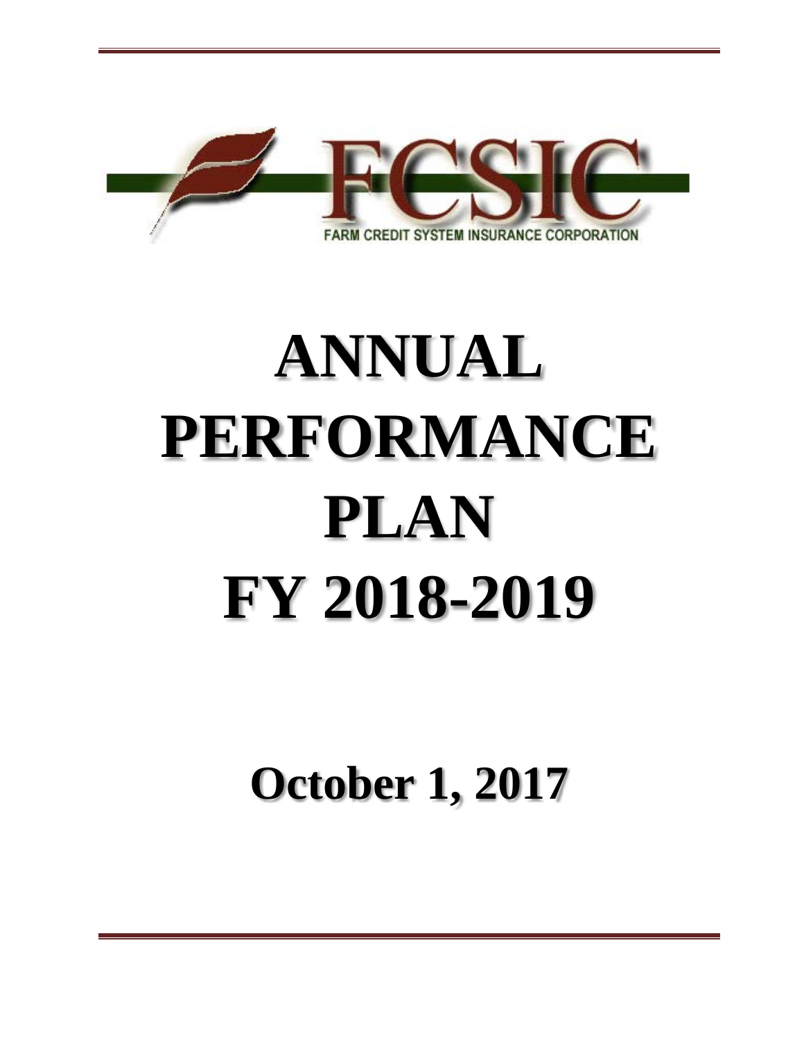FCSIC

FARM CREDIT SYSTEM INSURANCE CORPORATION

# ANNUAL PERFORMANCE PLAN FY 2018-2019

## October 1, 2017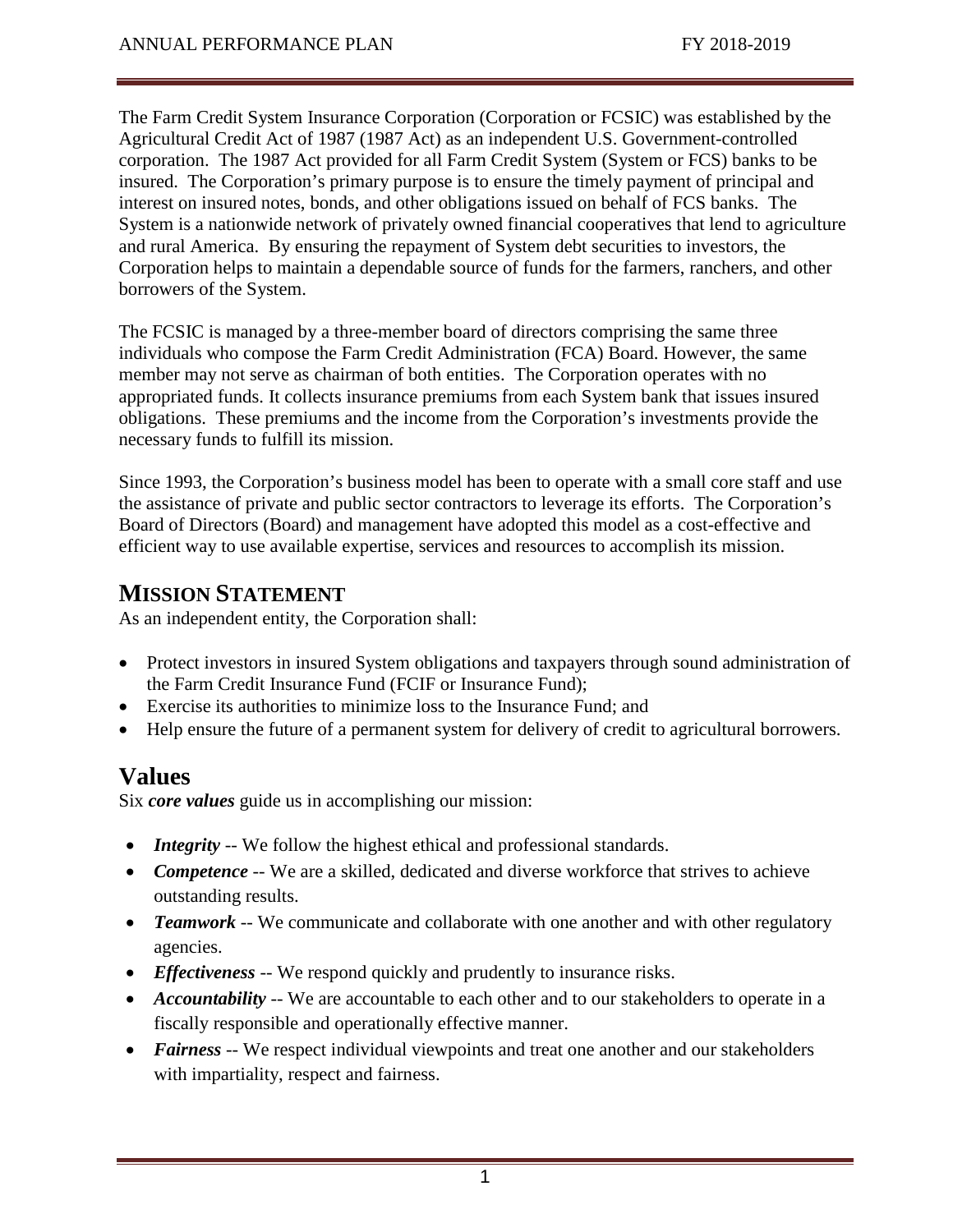The Farm Credit System Insurance Corporation (Corporation or FCSIC) was established by the Agricultural Credit Act of 1987 (1987 Act) as an independent U.S. Government-controlled corporation. The 1987 Act provided for all Farm Credit System (System or FCS) banks to be insured. The Corporation's primary purpose is to ensure the timely payment of principal and interest on insured notes, bonds, and other obligations issued on behalf of FCS banks. The System is a nationwide network of privately owned financial cooperatives that lend to agriculture and rural America. By ensuring the repayment of System debt securities to investors, the Corporation helps to maintain a dependable source of funds for the farmers, ranchers, and other borrowers of the System.

The FCSIC is managed by a three-member board of directors comprising the same three individuals who compose the Farm Credit Administration (FCA) Board. However, the same member may not serve as chairman of both entities. The Corporation operates with no appropriated funds. It collects insurance premiums from each System bank that issues insured obligations. These premiums and the income from the Corporation's investments provide the necessary funds to fulfill its mission.

Since 1993, the Corporation's business model has been to operate with a small core staff and use the assistance of private and public sector contractors to leverage its efforts. The Corporation's Board of Directors (Board) and management have adopted this model as a cost-effective and efficient way to use available expertise, services and resources to accomplish its mission.

## MISSION STATEMENT

As an independent entity, the Corporation shall:

- Protect investors in insured System obligations and taxpayers through sound administration of the Farm Credit Insurance Fund (FCIF or Insurance Fund);
- Exercise its authorities to minimize loss to the Insurance Fund; and
- Help ensure the future of a permanent system for delivery of credit to agricultural borrowers.

## Values

Six ***core values*** guide us in accomplishing our mission:

- ***Integrity*** -- We follow the highest ethical and professional standards.
- ***Competence*** -- We are a skilled, dedicated and diverse workforce that strives to achieve outstanding results.
- ***Teamwork*** -- We communicate and collaborate with one another and with other regulatory agencies.
- ***Effectiveness*** -- We respond quickly and prudently to insurance risks.
- ***Accountability*** -- We are accountable to each other and to our stakeholders to operate in a fiscally responsible and operationally effective manner.
- ***Fairness*** -- We respect individual viewpoints and treat one another and our stakeholders with impartiality, respect and fairness.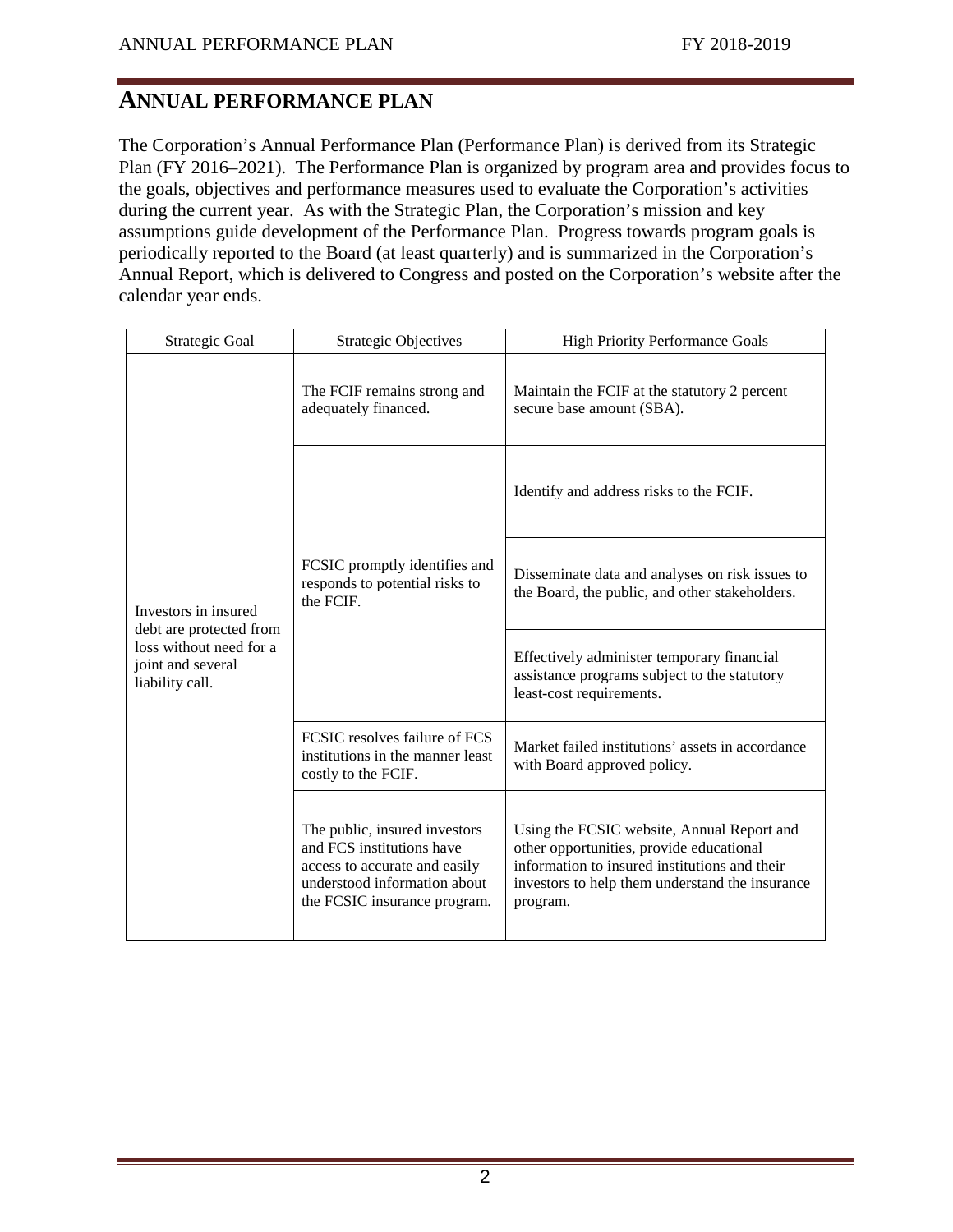## ANNUAL PERFORMANCE PLAN

The Corporation's Annual Performance Plan (Performance Plan) is derived from its Strategic Plan (FY 2016–2021). The Performance Plan is organized by program area and provides focus to the goals, objectives and performance measures used to evaluate the Corporation's activities during the current year. As with the Strategic Plan, the Corporation's mission and key assumptions guide development of the Performance Plan. Progress towards program goals is periodically reported to the Board (at least quarterly) and is summarized in the Corporation's Annual Report, which is delivered to Congress and posted on the Corporation's website after the calendar year ends.

| Strategic Goal | Strategic Objectives | High Priority Performance Goals |
|---|---|---|
| Investors in insured debt are protected from loss without need for a joint and several liability call. | The FCIF remains strong and adequately financed. | Maintain the FCIF at the statutory 2 percent secure base amount (SBA). |
| | FCSIC promptly identifies and responds to potential risks to the FCIF. | Identify and address risks to the FCIF. |
| | | Disseminate data and analyses on risk issues to the Board, the public, and other stakeholders. |
| | | Effectively administer temporary financial assistance programs subject to the statutory least-cost requirements. |
| | FCSIC resolves failure of FCS institutions in the manner least costly to the FCIF. | Market failed institutions' assets in accordance with Board approved policy. |
| | The public, insured investors and FCS institutions have access to accurate and easily understood information about the FCSIC insurance program. | Using the FCSIC website, Annual Report and other opportunities, provide educational information to insured institutions and their investors to help them understand the insurance program. |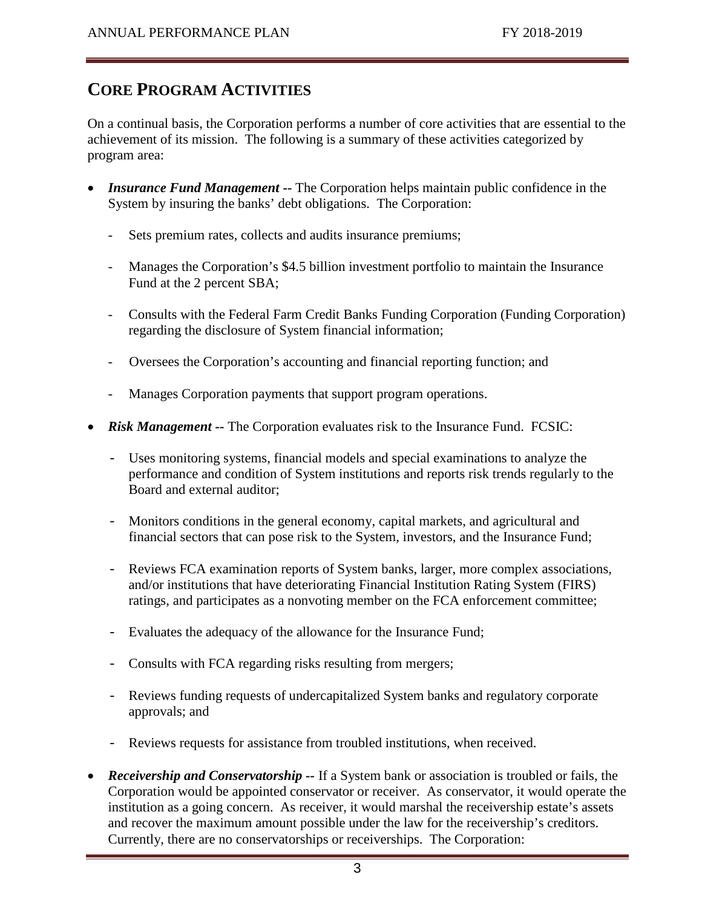## CORE PROGRAM ACTIVITIES

On a continual basis, the Corporation performs a number of core activities that are essential to the achievement of its mission. The following is a summary of these activities categorized by program area:

- ***Insurance Fund Management --*** The Corporation helps maintain public confidence in the System by insuring the banks' debt obligations. The Corporation:
  - Sets premium rates, collects and audits insurance premiums;
  - Manages the Corporation's $4.5 billion investment portfolio to maintain the Insurance Fund at the 2 percent SBA;
  - Consults with the Federal Farm Credit Banks Funding Corporation (Funding Corporation) regarding the disclosure of System financial information;
  - Oversees the Corporation's accounting and financial reporting function; and
  - Manages Corporation payments that support program operations.
- ***Risk Management --*** The Corporation evaluates risk to the Insurance Fund. FCSIC:
  - Uses monitoring systems, financial models and special examinations to analyze the performance and condition of System institutions and reports risk trends regularly to the Board and external auditor;
  - Monitors conditions in the general economy, capital markets, and agricultural and financial sectors that can pose risk to the System, investors, and the Insurance Fund;
  - Reviews FCA examination reports of System banks, larger, more complex associations, and/or institutions that have deteriorating Financial Institution Rating System (FIRS) ratings, and participates as a nonvoting member on the FCA enforcement committee;
  - Evaluates the adequacy of the allowance for the Insurance Fund;
  - Consults with FCA regarding risks resulting from mergers;
  - Reviews funding requests of undercapitalized System banks and regulatory corporate approvals; and
  - Reviews requests for assistance from troubled institutions, when received.
- ***Receivership and Conservatorship --*** If a System bank or association is troubled or fails, the Corporation would be appointed conservator or receiver. As conservator, it would operate the institution as a going concern. As receiver, it would marshal the receivership estate's assets and recover the maximum amount possible under the law for the receivership's creditors. Currently, there are no conservatorships or receiverships. The Corporation: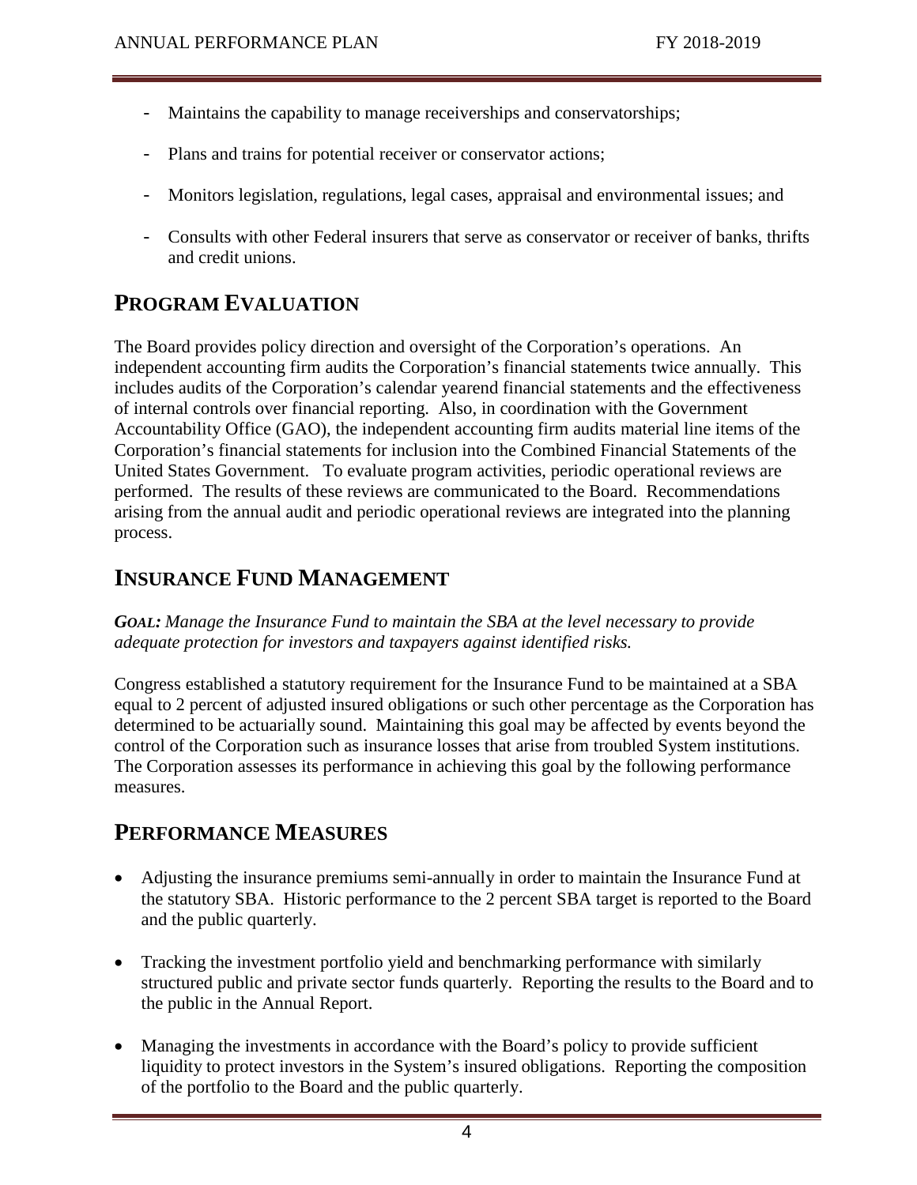- Maintains the capability to manage receiverships and conservatorships;
- Plans and trains for potential receiver or conservator actions;
- Monitors legislation, regulations, legal cases, appraisal and environmental issues; and
- Consults with other Federal insurers that serve as conservator or receiver of banks, thrifts and credit unions.

## PROGRAM EVALUATION

The Board provides policy direction and oversight of the Corporation's operations. An independent accounting firm audits the Corporation's financial statements twice annually. This includes audits of the Corporation's calendar yearend financial statements and the effectiveness of internal controls over financial reporting. Also, in coordination with the Government Accountability Office (GAO), the independent accounting firm audits material line items of the Corporation's financial statements for inclusion into the Combined Financial Statements of the United States Government. To evaluate program activities, periodic operational reviews are performed. The results of these reviews are communicated to the Board. Recommendations arising from the annual audit and periodic operational reviews are integrated into the planning process.

## INSURANCE FUND MANAGEMENT

***GOAL:*** *Manage the Insurance Fund to maintain the SBA at the level necessary to provide adequate protection for investors and taxpayers against identified risks.*

Congress established a statutory requirement for the Insurance Fund to be maintained at a SBA equal to 2 percent of adjusted insured obligations or such other percentage as the Corporation has determined to be actuarially sound. Maintaining this goal may be affected by events beyond the control of the Corporation such as insurance losses that arise from troubled System institutions. The Corporation assesses its performance in achieving this goal by the following performance measures.

## PERFORMANCE MEASURES

- Adjusting the insurance premiums semi-annually in order to maintain the Insurance Fund at the statutory SBA. Historic performance to the 2 percent SBA target is reported to the Board and the public quarterly.
- Tracking the investment portfolio yield and benchmarking performance with similarly structured public and private sector funds quarterly. Reporting the results to the Board and to the public in the Annual Report.
- Managing the investments in accordance with the Board's policy to provide sufficient liquidity to protect investors in the System's insured obligations. Reporting the composition of the portfolio to the Board and the public quarterly.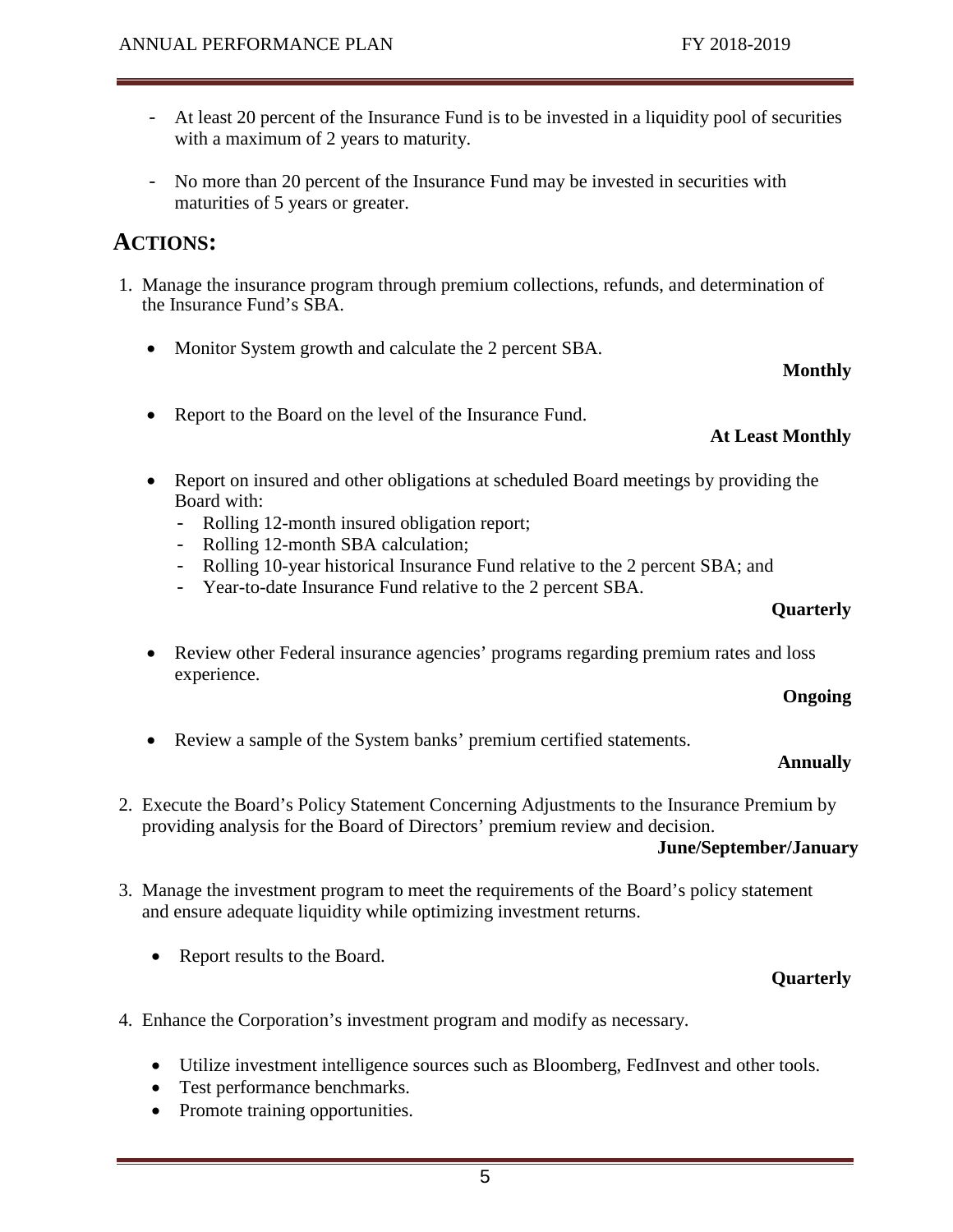- At least 20 percent of the Insurance Fund is to be invested in a liquidity pool of securities with a maximum of 2 years to maturity.
- No more than 20 percent of the Insurance Fund may be invested in securities with maturities of 5 years or greater.

## ACTIONS:

1. Manage the insurance program through premium collections, refunds, and determination of the Insurance Fund's SBA.

   - Monitor System growth and calculate the 2 percent SBA.

     **Monthly**

   - Report to the Board on the level of the Insurance Fund.

     **At Least Monthly**

   - Report on insured and other obligations at scheduled Board meetings by providing the Board with:
     - Rolling 12-month insured obligation report;
     - Rolling 12-month SBA calculation;
     - Rolling 10-year historical Insurance Fund relative to the 2 percent SBA; and
     - Year-to-date Insurance Fund relative to the 2 percent SBA.

     **Quarterly**

   - Review other Federal insurance agencies' programs regarding premium rates and loss experience.

     **Ongoing**

   - Review a sample of the System banks' premium certified statements.

     **Annually**

2. Execute the Board's Policy Statement Concerning Adjustments to the Insurance Premium by providing analysis for the Board of Directors' premium review and decision.

   **June/September/January**

3. Manage the investment program to meet the requirements of the Board's policy statement and ensure adequate liquidity while optimizing investment returns.

   - Report results to the Board.

     **Quarterly**

4. Enhance the Corporation's investment program and modify as necessary.

   - Utilize investment intelligence sources such as Bloomberg, FedInvest and other tools.
   - Test performance benchmarks.
   - Promote training opportunities.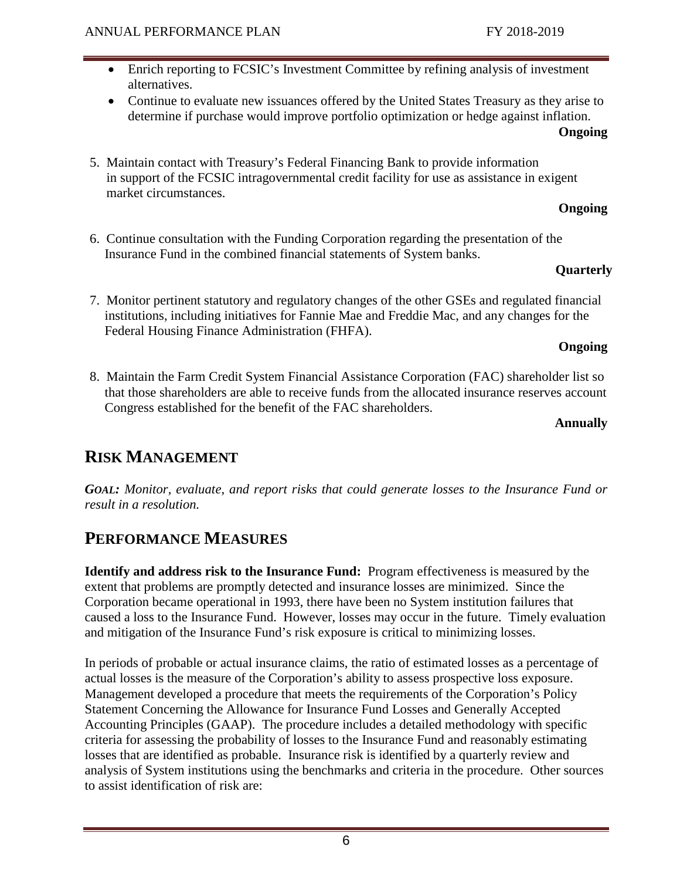- Enrich reporting to FCSIC's Investment Committee by refining analysis of investment alternatives.
- Continue to evaluate new issuances offered by the United States Treasury as they arise to determine if purchase would improve portfolio optimization or hedge against inflation.

**Ongoing**

5. Maintain contact with Treasury's Federal Financing Bank to provide information in support of the FCSIC intragovernmental credit facility for use as assistance in exigent market circumstances.

   **Ongoing**

6. Continue consultation with the Funding Corporation regarding the presentation of the Insurance Fund in the combined financial statements of System banks.

   **Quarterly**

7. Monitor pertinent statutory and regulatory changes of the other GSEs and regulated financial institutions, including initiatives for Fannie Mae and Freddie Mac, and any changes for the Federal Housing Finance Administration (FHFA).

   **Ongoing**

8. Maintain the Farm Credit System Financial Assistance Corporation (FAC) shareholder list so that those shareholders are able to receive funds from the allocated insurance reserves account Congress established for the benefit of the FAC shareholders.

   **Annually**

## RISK MANAGEMENT

***GOAL:*** *Monitor, evaluate, and report risks that could generate losses to the Insurance Fund or result in a resolution.*

## PERFORMANCE MEASURES

**Identify and address risk to the Insurance Fund:** Program effectiveness is measured by the extent that problems are promptly detected and insurance losses are minimized. Since the Corporation became operational in 1993, there have been no System institution failures that caused a loss to the Insurance Fund. However, losses may occur in the future. Timely evaluation and mitigation of the Insurance Fund's risk exposure is critical to minimizing losses.

In periods of probable or actual insurance claims, the ratio of estimated losses as a percentage of actual losses is the measure of the Corporation's ability to assess prospective loss exposure. Management developed a procedure that meets the requirements of the Corporation's Policy Statement Concerning the Allowance for Insurance Fund Losses and Generally Accepted Accounting Principles (GAAP). The procedure includes a detailed methodology with specific criteria for assessing the probability of losses to the Insurance Fund and reasonably estimating losses that are identified as probable. Insurance risk is identified by a quarterly review and analysis of System institutions using the benchmarks and criteria in the procedure. Other sources to assist identification of risk are: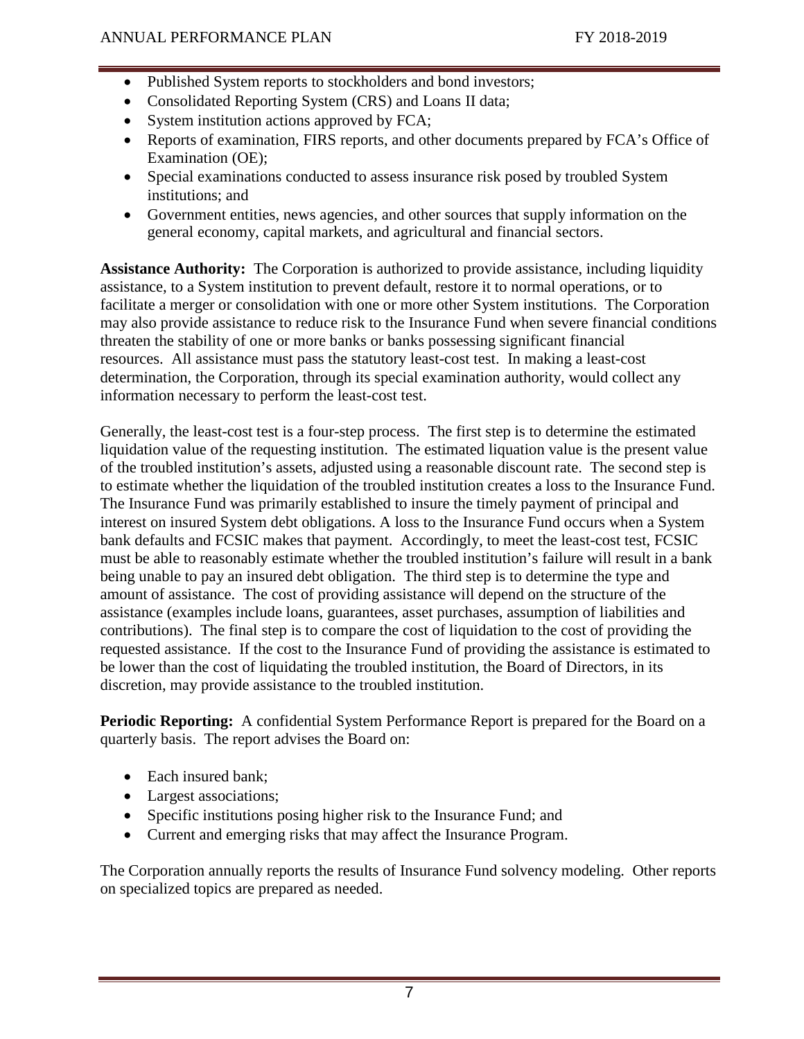- Published System reports to stockholders and bond investors;
- Consolidated Reporting System (CRS) and Loans II data;
- System institution actions approved by FCA;
- Reports of examination, FIRS reports, and other documents prepared by FCA's Office of Examination (OE);
- Special examinations conducted to assess insurance risk posed by troubled System institutions; and
- Government entities, news agencies, and other sources that supply information on the general economy, capital markets, and agricultural and financial sectors.

**Assistance Authority:** The Corporation is authorized to provide assistance, including liquidity assistance, to a System institution to prevent default, restore it to normal operations, or to facilitate a merger or consolidation with one or more other System institutions. The Corporation may also provide assistance to reduce risk to the Insurance Fund when severe financial conditions threaten the stability of one or more banks or banks possessing significant financial resources. All assistance must pass the statutory least-cost test. In making a least-cost determination, the Corporation, through its special examination authority, would collect any information necessary to perform the least-cost test.

Generally, the least-cost test is a four-step process. The first step is to determine the estimated liquidation value of the requesting institution. The estimated liquation value is the present value of the troubled institution's assets, adjusted using a reasonable discount rate. The second step is to estimate whether the liquidation of the troubled institution creates a loss to the Insurance Fund. The Insurance Fund was primarily established to insure the timely payment of principal and interest on insured System debt obligations. A loss to the Insurance Fund occurs when a System bank defaults and FCSIC makes that payment. Accordingly, to meet the least-cost test, FCSIC must be able to reasonably estimate whether the troubled institution's failure will result in a bank being unable to pay an insured debt obligation. The third step is to determine the type and amount of assistance. The cost of providing assistance will depend on the structure of the assistance (examples include loans, guarantees, asset purchases, assumption of liabilities and contributions). The final step is to compare the cost of liquidation to the cost of providing the requested assistance. If the cost to the Insurance Fund of providing the assistance is estimated to be lower than the cost of liquidating the troubled institution, the Board of Directors, in its discretion, may provide assistance to the troubled institution.

**Periodic Reporting:** A confidential System Performance Report is prepared for the Board on a quarterly basis. The report advises the Board on:

- Each insured bank;
- Largest associations;
- Specific institutions posing higher risk to the Insurance Fund; and
- Current and emerging risks that may affect the Insurance Program.

The Corporation annually reports the results of Insurance Fund solvency modeling. Other reports on specialized topics are prepared as needed.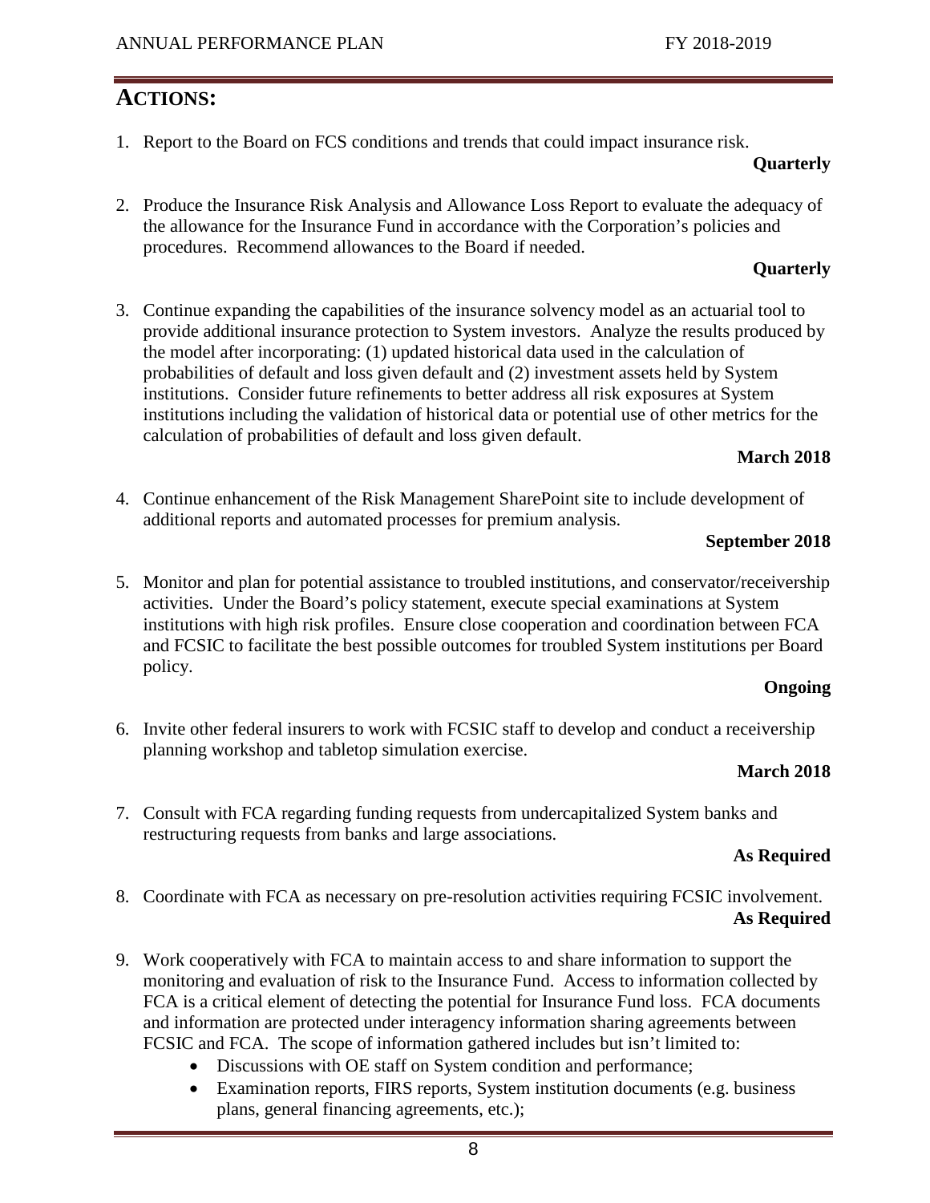## ACTIONS:

1. Report to the Board on FCS conditions and trends that could impact insurance risk.
   **Quarterly**

2. Produce the Insurance Risk Analysis and Allowance Loss Report to evaluate the adequacy of the allowance for the Insurance Fund in accordance with the Corporation's policies and procedures. Recommend allowances to the Board if needed.
   **Quarterly**

3. Continue expanding the capabilities of the insurance solvency model as an actuarial tool to provide additional insurance protection to System investors. Analyze the results produced by the model after incorporating: (1) updated historical data used in the calculation of probabilities of default and loss given default and (2) investment assets held by System institutions. Consider future refinements to better address all risk exposures at System institutions including the validation of historical data or potential use of other metrics for the calculation of probabilities of default and loss given default.
   **March 2018**

4. Continue enhancement of the Risk Management SharePoint site to include development of additional reports and automated processes for premium analysis.
   **September 2018**

5. Monitor and plan for potential assistance to troubled institutions, and conservator/receivership activities. Under the Board's policy statement, execute special examinations at System institutions with high risk profiles. Ensure close cooperation and coordination between FCA and FCSIC to facilitate the best possible outcomes for troubled System institutions per Board policy.
   **Ongoing**

6. Invite other federal insurers to work with FCSIC staff to develop and conduct a receivership planning workshop and tabletop simulation exercise.
   **March 2018**

7. Consult with FCA regarding funding requests from undercapitalized System banks and restructuring requests from banks and large associations.
   **As Required**

8. Coordinate with FCA as necessary on pre-resolution activities requiring FCSIC involvement.
   **As Required**

9. Work cooperatively with FCA to maintain access to and share information to support the monitoring and evaluation of risk to the Insurance Fund. Access to information collected by FCA is a critical element of detecting the potential for Insurance Fund loss. FCA documents and information are protected under interagency information sharing agreements between FCSIC and FCA. The scope of information gathered includes but isn't limited to:
   - Discussions with OE staff on System condition and performance;
   - Examination reports, FIRS reports, System institution documents (e.g. business plans, general financing agreements, etc.);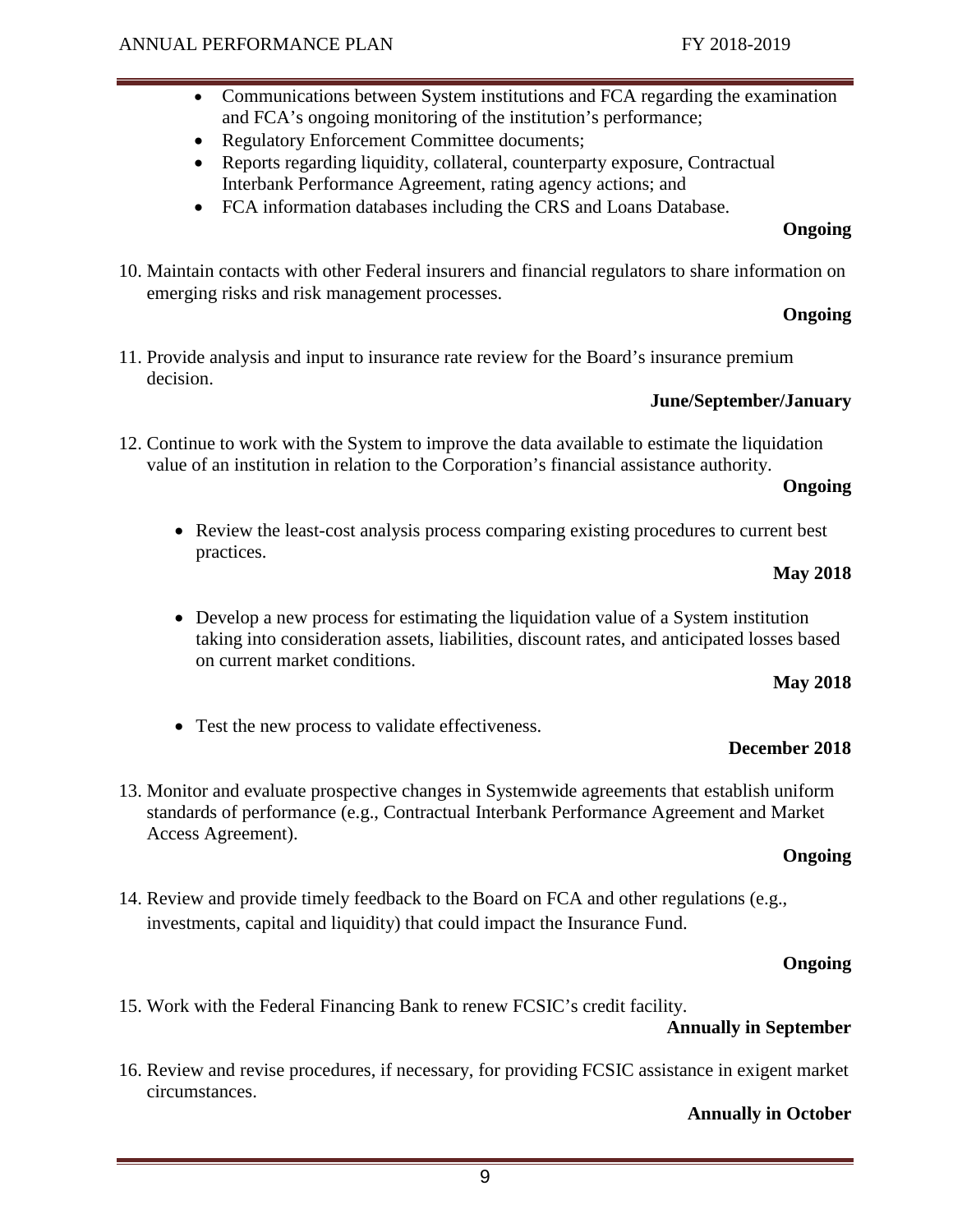- Communications between System institutions and FCA regarding the examination and FCA's ongoing monitoring of the institution's performance;
- Regulatory Enforcement Committee documents;
- Reports regarding liquidity, collateral, counterparty exposure, Contractual Interbank Performance Agreement, rating agency actions; and
- FCA information databases including the CRS and Loans Database.

**Ongoing**

10. Maintain contacts with other Federal insurers and financial regulators to share information on emerging risks and risk management processes.

**Ongoing**

11. Provide analysis and input to insurance rate review for the Board's insurance premium decision.

**June/September/January**

12. Continue to work with the System to improve the data available to estimate the liquidation value of an institution in relation to the Corporation's financial assistance authority.

**Ongoing**

- Review the least-cost analysis process comparing existing procedures to current best practices.

**May 2018**

- Develop a new process for estimating the liquidation value of a System institution taking into consideration assets, liabilities, discount rates, and anticipated losses based on current market conditions.

**May 2018**

- Test the new process to validate effectiveness.

**December 2018**

13. Monitor and evaluate prospective changes in Systemwide agreements that establish uniform standards of performance (e.g., Contractual Interbank Performance Agreement and Market Access Agreement).

**Ongoing**

14. Review and provide timely feedback to the Board on FCA and other regulations (e.g., investments, capital and liquidity) that could impact the Insurance Fund.

**Ongoing**

15. Work with the Federal Financing Bank to renew FCSIC's credit facility.

**Annually in September**

16. Review and revise procedures, if necessary, for providing FCSIC assistance in exigent market circumstances.

**Annually in October**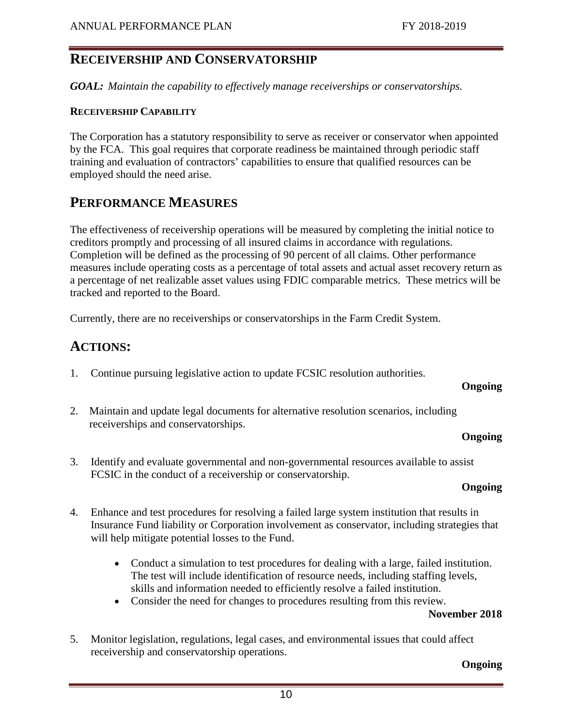## RECEIVERSHIP AND CONSERVATORSHIP

***GOAL:*** *Maintain the capability to effectively manage receiverships or conservatorships.*

**RECEIVERSHIP CAPABILITY**

The Corporation has a statutory responsibility to serve as receiver or conservator when appointed by the FCA. This goal requires that corporate readiness be maintained through periodic staff training and evaluation of contractors' capabilities to ensure that qualified resources can be employed should the need arise.

## PERFORMANCE MEASURES

The effectiveness of receivership operations will be measured by completing the initial notice to creditors promptly and processing of all insured claims in accordance with regulations. Completion will be defined as the processing of 90 percent of all claims. Other performance measures include operating costs as a percentage of total assets and actual asset recovery return as a percentage of net realizable asset values using FDIC comparable metrics. These metrics will be tracked and reported to the Board.

Currently, there are no receiverships or conservatorships in the Farm Credit System.

## ACTIONS:

1. Continue pursuing legislative action to update FCSIC resolution authorities.

   **Ongoing**

2. Maintain and update legal documents for alternative resolution scenarios, including receiverships and conservatorships.

   **Ongoing**

3. Identify and evaluate governmental and non-governmental resources available to assist FCSIC in the conduct of a receivership or conservatorship.

   **Ongoing**

4. Enhance and test procedures for resolving a failed large system institution that results in Insurance Fund liability or Corporation involvement as conservator, including strategies that will help mitigate potential losses to the Fund.

   - Conduct a simulation to test procedures for dealing with a large, failed institution. The test will include identification of resource needs, including staffing levels, skills and information needed to efficiently resolve a failed institution.
   - Consider the need for changes to procedures resulting from this review.

   **November 2018**

5. Monitor legislation, regulations, legal cases, and environmental issues that could affect receivership and conservatorship operations.

   **Ongoing**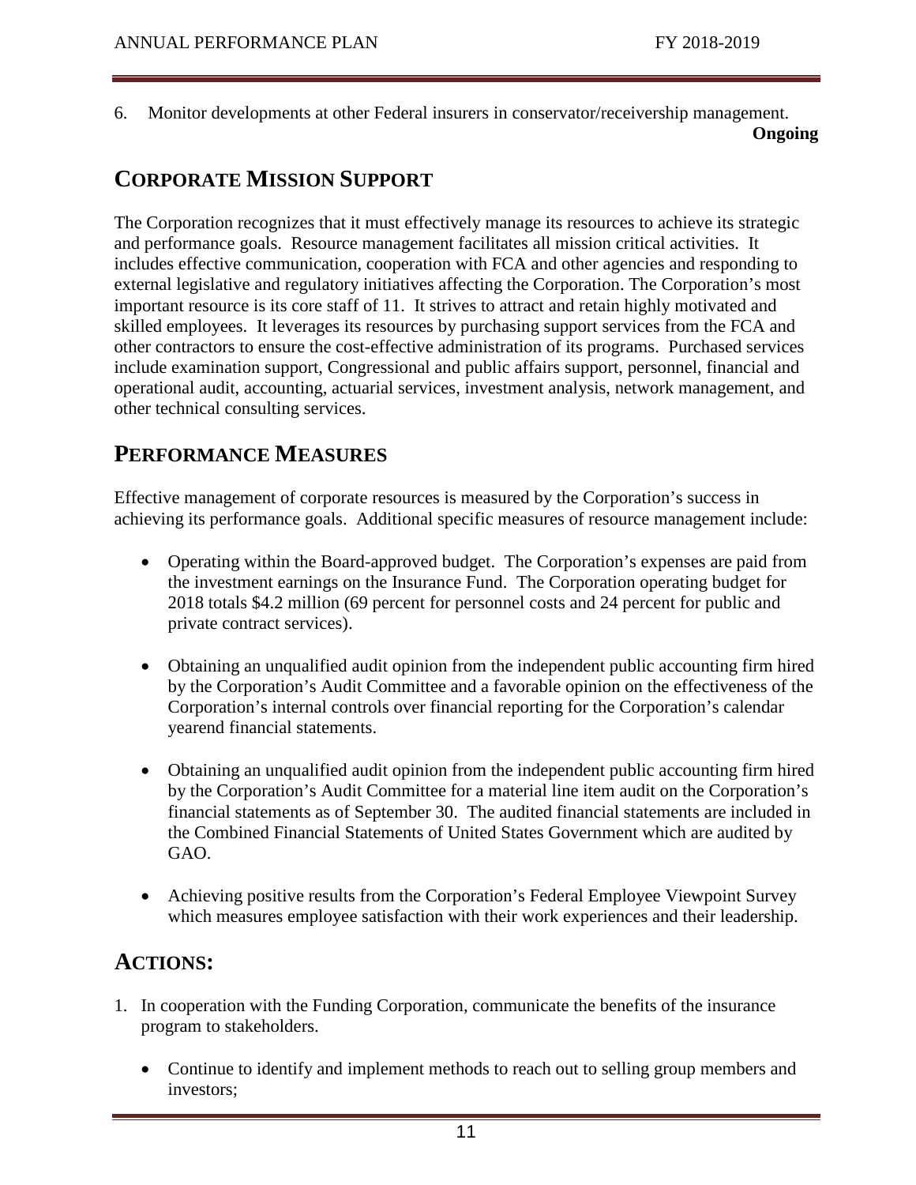6. Monitor developments at other Federal insurers in conservator/receivership management.
**Ongoing**

## CORPORATE MISSION SUPPORT

The Corporation recognizes that it must effectively manage its resources to achieve its strategic and performance goals. Resource management facilitates all mission critical activities. It includes effective communication, cooperation with FCA and other agencies and responding to external legislative and regulatory initiatives affecting the Corporation. The Corporation's most important resource is its core staff of 11. It strives to attract and retain highly motivated and skilled employees. It leverages its resources by purchasing support services from the FCA and other contractors to ensure the cost-effective administration of its programs. Purchased services include examination support, Congressional and public affairs support, personnel, financial and operational audit, accounting, actuarial services, investment analysis, network management, and other technical consulting services.

## PERFORMANCE MEASURES

Effective management of corporate resources is measured by the Corporation's success in achieving its performance goals. Additional specific measures of resource management include:

- Operating within the Board-approved budget. The Corporation's expenses are paid from the investment earnings on the Insurance Fund. The Corporation operating budget for 2018 totals $4.2 million (69 percent for personnel costs and 24 percent for public and private contract services).

- Obtaining an unqualified audit opinion from the independent public accounting firm hired by the Corporation's Audit Committee and a favorable opinion on the effectiveness of the Corporation's internal controls over financial reporting for the Corporation's calendar yearend financial statements.

- Obtaining an unqualified audit opinion from the independent public accounting firm hired by the Corporation's Audit Committee for a material line item audit on the Corporation's financial statements as of September 30. The audited financial statements are included in the Combined Financial Statements of United States Government which are audited by GAO.

- Achieving positive results from the Corporation's Federal Employee Viewpoint Survey which measures employee satisfaction with their work experiences and their leadership.

## ACTIONS:

1. In cooperation with the Funding Corporation, communicate the benefits of the insurance program to stakeholders.

   - Continue to identify and implement methods to reach out to selling group members and investors;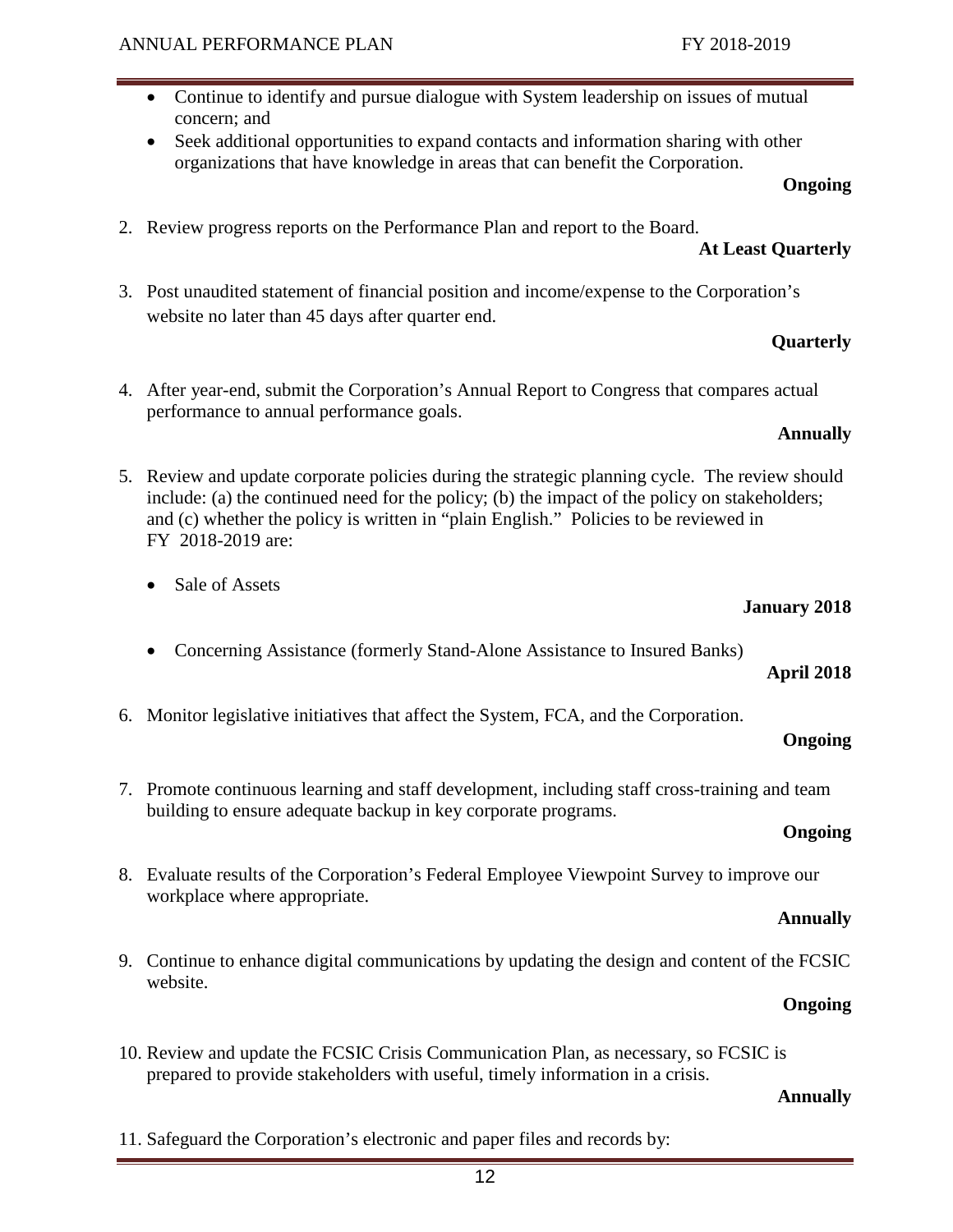- Continue to identify and pursue dialogue with System leadership on issues of mutual concern; and
- Seek additional opportunities to expand contacts and information sharing with other organizations that have knowledge in areas that can benefit the Corporation.

**Ongoing**

2. Review progress reports on the Performance Plan and report to the Board.

**At Least Quarterly**

3. Post unaudited statement of financial position and income/expense to the Corporation's website no later than 45 days after quarter end.

**Quarterly**

4. After year-end, submit the Corporation's Annual Report to Congress that compares actual performance to annual performance goals.

**Annually**

5. Review and update corporate policies during the strategic planning cycle. The review should include: (a) the continued need for the policy; (b) the impact of the policy on stakeholders; and (c) whether the policy is written in "plain English." Policies to be reviewed in FY 2018-2019 are:

   - Sale of Assets

   **January 2018**

   - Concerning Assistance (formerly Stand-Alone Assistance to Insured Banks)

   **April 2018**

6. Monitor legislative initiatives that affect the System, FCA, and the Corporation.

**Ongoing**

7. Promote continuous learning and staff development, including staff cross-training and team building to ensure adequate backup in key corporate programs.

**Ongoing**

8. Evaluate results of the Corporation's Federal Employee Viewpoint Survey to improve our workplace where appropriate.

**Annually**

9. Continue to enhance digital communications by updating the design and content of the FCSIC website.

**Ongoing**

10. Review and update the FCSIC Crisis Communication Plan, as necessary, so FCSIC is prepared to provide stakeholders with useful, timely information in a crisis.

**Annually**

11. Safeguard the Corporation's electronic and paper files and records by: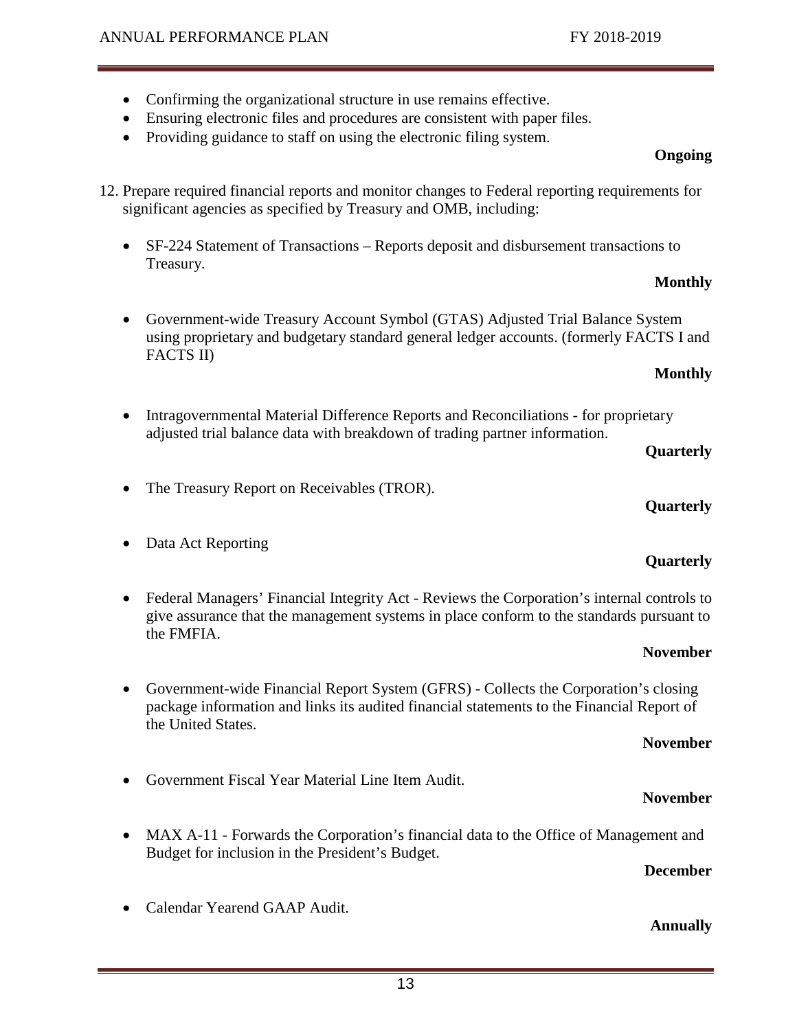- Confirming the organizational structure in use remains effective.
- Ensuring electronic files and procedures are consistent with paper files.
- Providing guidance to staff on using the electronic filing system.

**Ongoing**

12. Prepare required financial reports and monitor changes to Federal reporting requirements for significant agencies as specified by Treasury and OMB, including:

    - SF-224 Statement of Transactions – Reports deposit and disbursement transactions to Treasury.

      **Monthly**

    - Government-wide Treasury Account Symbol (GTAS) Adjusted Trial Balance System using proprietary and budgetary standard general ledger accounts. (formerly FACTS I and FACTS II)

      **Monthly**

    - Intragovernmental Material Difference Reports and Reconciliations - for proprietary adjusted trial balance data with breakdown of trading partner information.

      **Quarterly**

    - The Treasury Report on Receivables (TROR).

      **Quarterly**

    - Data Act Reporting

      **Quarterly**

    - Federal Managers' Financial Integrity Act - Reviews the Corporation's internal controls to give assurance that the management systems in place conform to the standards pursuant to the FMFIA.

      **November**

    - Government-wide Financial Report System (GFRS) - Collects the Corporation's closing package information and links its audited financial statements to the Financial Report of the United States.

      **November**

    - Government Fiscal Year Material Line Item Audit.

      **November**

    - MAX A-11 - Forwards the Corporation's financial data to the Office of Management and Budget for inclusion in the President's Budget.

      **December**

    - Calendar Yearend GAAP Audit.

      **Annually**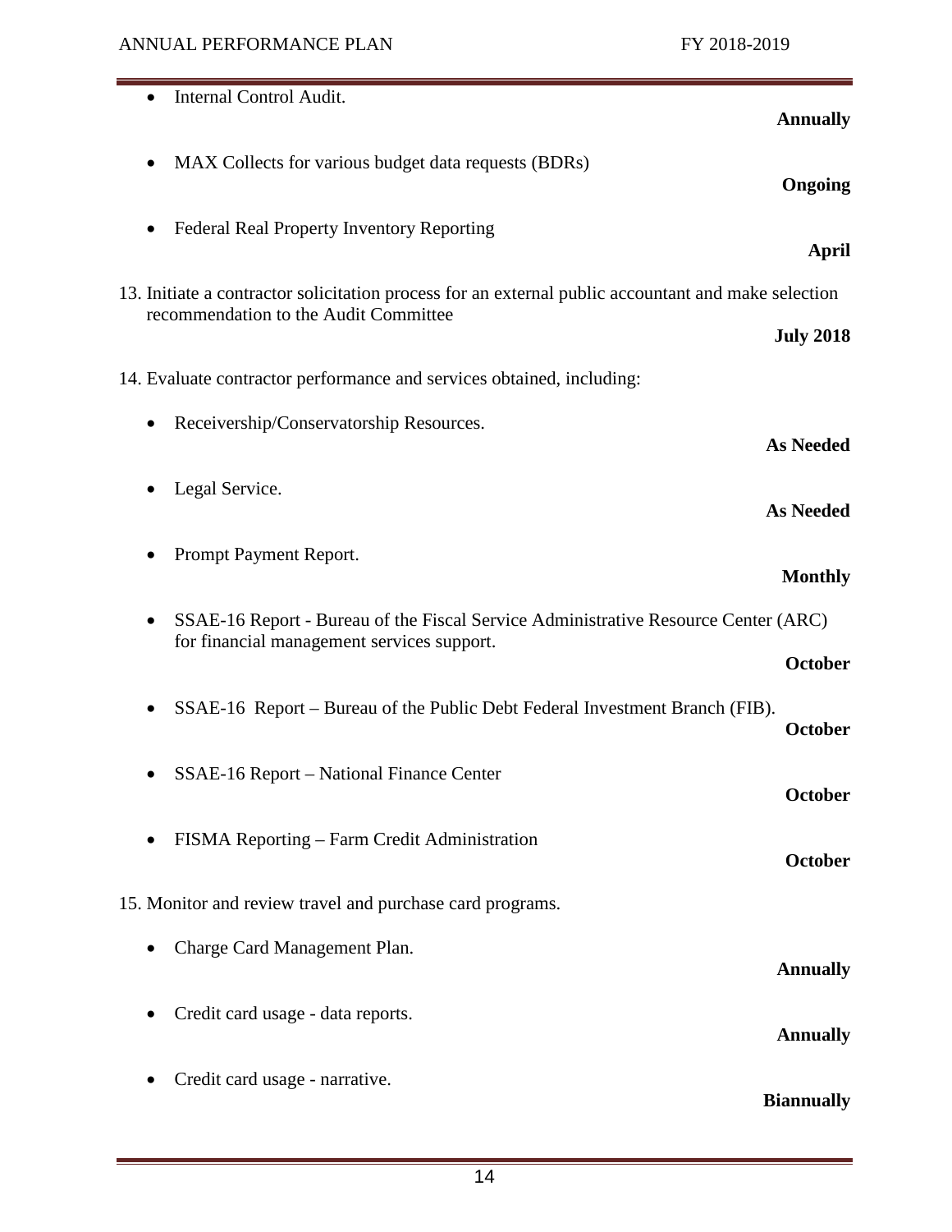- Internal Control Audit.
  **Annually**

- MAX Collects for various budget data requests (BDRs)
  **Ongoing**

- Federal Real Property Inventory Reporting
  **April**

13. Initiate a contractor solicitation process for an external public accountant and make selection recommendation to the Audit Committee
    **July 2018**

14. Evaluate contractor performance and services obtained, including:

    - Receivership/Conservatorship Resources.
      **As Needed**

    - Legal Service.
      **As Needed**

    - Prompt Payment Report.
      **Monthly**

    - SSAE-16 Report - Bureau of the Fiscal Service Administrative Resource Center (ARC) for financial management services support.
      **October**

    - SSAE-16 Report – Bureau of the Public Debt Federal Investment Branch (FIB).
      **October**

    - SSAE-16 Report – National Finance Center
      **October**

    - FISMA Reporting – Farm Credit Administration
      **October**

15. Monitor and review travel and purchase card programs.

    - Charge Card Management Plan.
      **Annually**

    - Credit card usage - data reports.
      **Annually**

    - Credit card usage - narrative.
      **Biannually**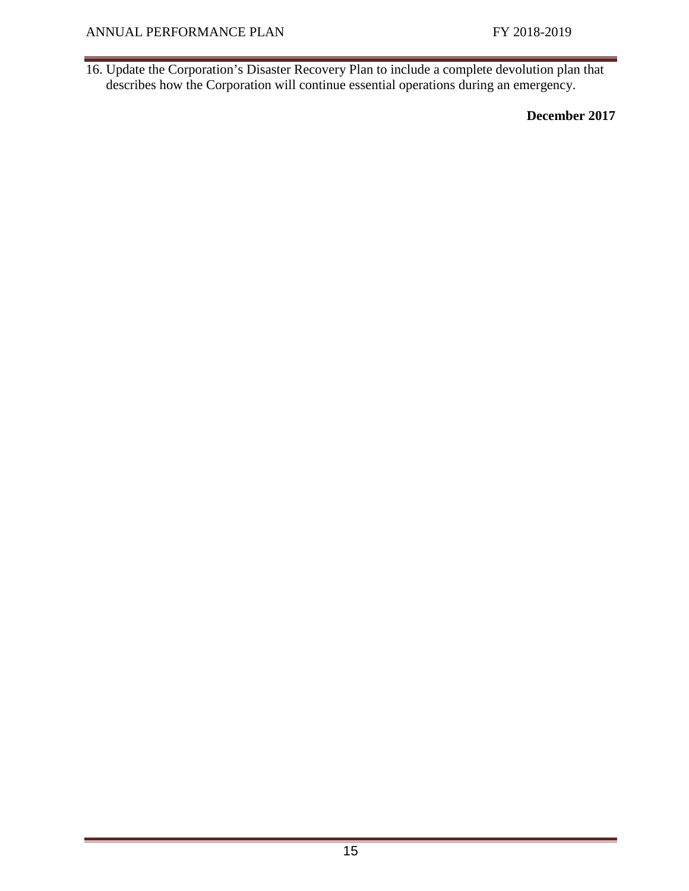16. Update the Corporation's Disaster Recovery Plan to include a complete devolution plan that describes how the Corporation will continue essential operations during an emergency.

**December 2017**